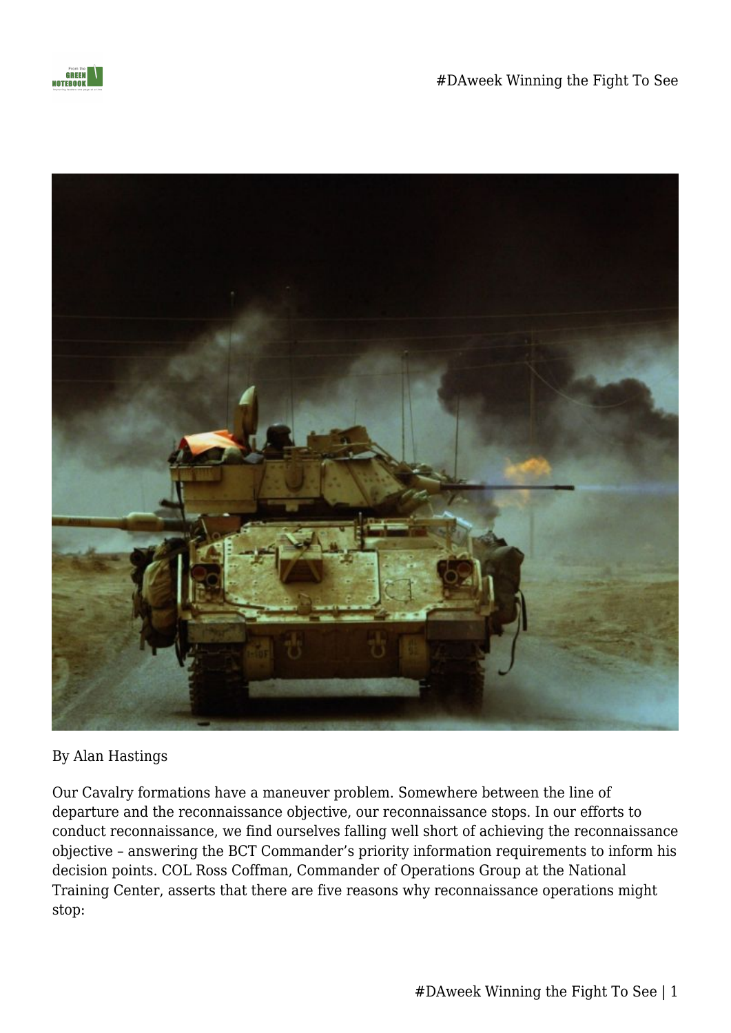By Alan Hastings

Our Cavalry formations have a maneuver problem. Somewhere between the line of departure and the reconnaissance objective, our reconnaissance stops. In our efforts to conduct reconnaissance, we find ourselves falling well short of achieving the reconnaissance objective – answering the BCT Commander's priority information requirements to inform his decision points. COL Ross Coffman, Commander of Operations Group at the National Training Center, asserts that there are five reasons why reconnaissance operations might stop: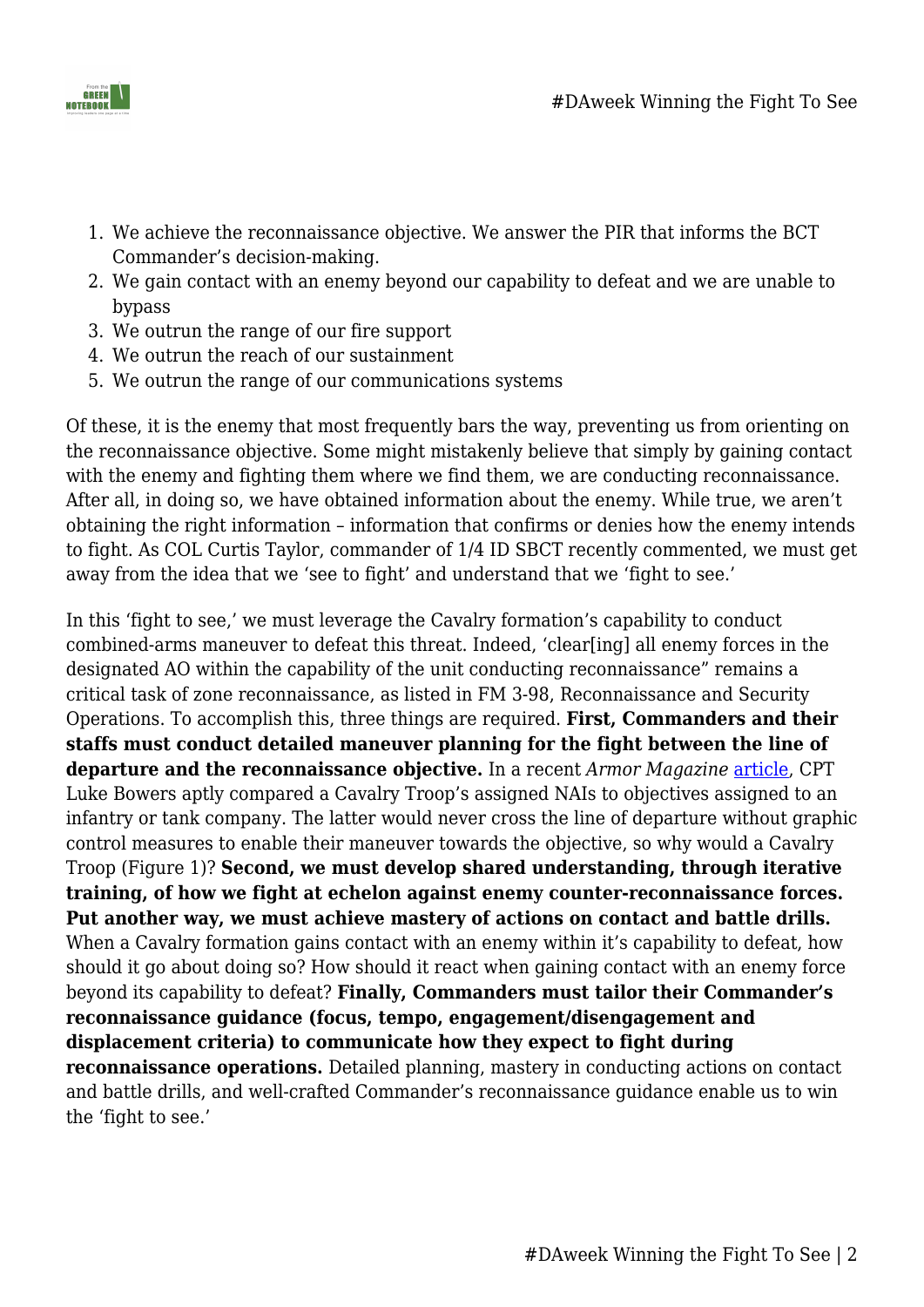1. We achieve the reconnaissance objective. We answer the PIR that informs the BCT Commander's decision-making.
2. We gain contact with an enemy beyond our capability to defeat and we are unable to bypass
3. We outrun the range of our fire support
4. We outrun the reach of our sustainment
5. We outrun the range of our communications systems

Of these, it is the enemy that most frequently bars the way, preventing us from orienting on the reconnaissance objective. Some might mistakenly believe that simply by gaining contact with the enemy and fighting them where we find them, we are conducting reconnaissance. After all, in doing so, we have obtained information about the enemy. While true, we aren't obtaining the right information – information that confirms or denies how the enemy intends to fight. As COL Curtis Taylor, commander of 1/4 ID SBCT recently commented, we must get away from the idea that we 'see to fight' and understand that we 'fight to see.'

In this 'fight to see,' we must leverage the Cavalry formation's capability to conduct combined-arms maneuver to defeat this threat. Indeed, 'clear[ing] all enemy forces in the designated AO within the capability of the unit conducting reconnaissance" remains a critical task of zone reconnaissance, as listed in FM 3-98, Reconnaissance and Security Operations. To accomplish this, three things are required. **First, Commanders and their staffs must conduct detailed maneuver planning for the fight between the line of departure and the reconnaissance objective.** In a recent *Armor Magazine* article, CPT Luke Bowers aptly compared a Cavalry Troop's assigned NAIs to objectives assigned to an infantry or tank company. The latter would never cross the line of departure without graphic control measures to enable their maneuver towards the objective, so why would a Cavalry Troop (Figure 1)? **Second, we must develop shared understanding, through iterative training, of how we fight at echelon against enemy counter-reconnaissance forces. Put another way, we must achieve mastery of actions on contact and battle drills.** When a Cavalry formation gains contact with an enemy within it's capability to defeat, how should it go about doing so? How should it react when gaining contact with an enemy force beyond its capability to defeat? **Finally, Commanders must tailor their Commander's reconnaissance guidance (focus, tempo, engagement/disengagement and displacement criteria) to communicate how they expect to fight during reconnaissance operations.** Detailed planning, mastery in conducting actions on contact and battle drills, and well-crafted Commander's reconnaissance guidance enable us to win the 'fight to see.'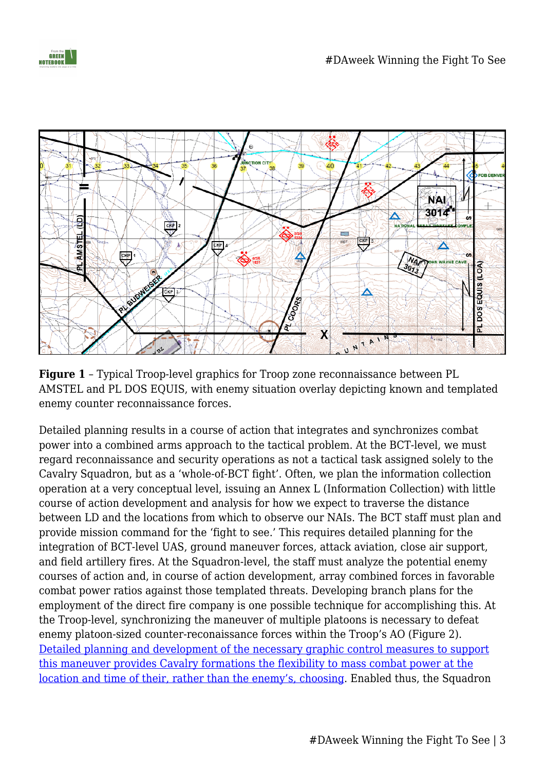**Figure 1** – Typical Troop-level graphics for Troop zone reconnaissance between PL AMSTEL and PL DOS EQUIS, with enemy situation overlay depicting known and templated enemy counter reconnaissance forces.

Detailed planning results in a course of action that integrates and synchronizes combat power into a combined arms approach to the tactical problem. At the BCT-level, we must regard reconnaissance and security operations as not a tactical task assigned solely to the Cavalry Squadron, but as a 'whole-of-BCT fight'. Often, we plan the information collection operation at a very conceptual level, issuing an Annex L (Information Collection) with little course of action development and analysis for how we expect to traverse the distance between LD and the locations from which to observe our NAIs. The BCT staff must plan and provide mission command for the 'fight to see.' This requires detailed planning for the integration of BCT-level UAS, ground maneuver forces, attack aviation, close air support, and field artillery fires. At the Squadron-level, the staff must analyze the potential enemy courses of action and, in course of action development, array combined forces in favorable combat power ratios against those templated threats. Developing branch plans for the employment of the direct fire company is one possible technique for accomplishing this. At the Troop-level, synchronizing the maneuver of multiple platoons is necessary to defeat enemy platoon-sized counter-reconaissance forces within the Troop's AO (Figure 2). Detailed planning and development of the necessary graphic control measures to support this maneuver provides Cavalry formations the flexibility to mass combat power at the location and time of their, rather than the enemy's, choosing. Enabled thus, the Squadron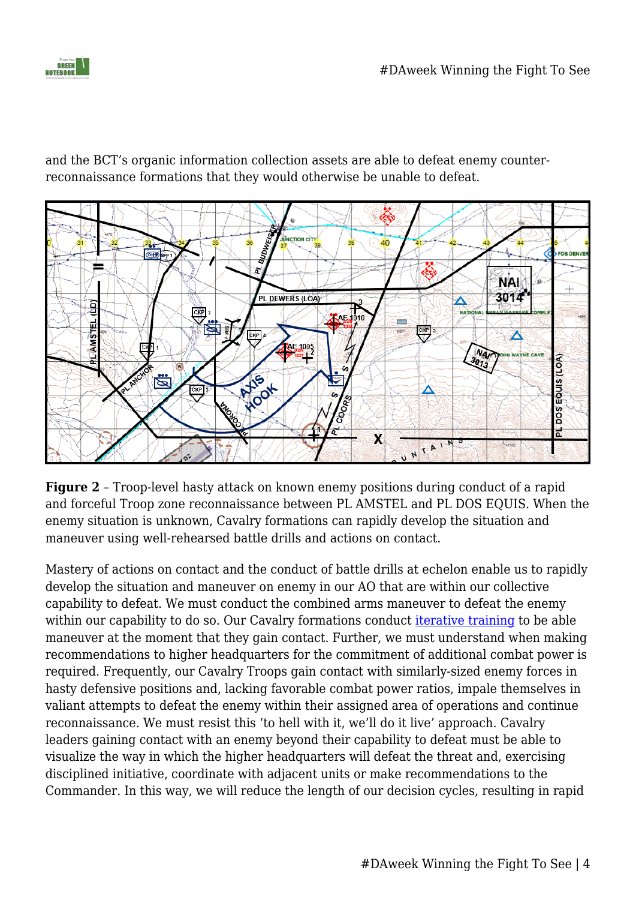and the BCT's organic information collection assets are able to defeat enemy counter-reconnaissance formations that they would otherwise be unable to defeat.

**Figure 2** – Troop-level hasty attack on known enemy positions during conduct of a rapid and forceful Troop zone reconnaissance between PL AMSTEL and PL DOS EQUIS. When the enemy situation is unknown, Cavalry formations can rapidly develop the situation and maneuver using well-rehearsed battle drills and actions on contact.

Mastery of actions on contact and the conduct of battle drills at echelon enable us to rapidly develop the situation and maneuver on enemy in our AO that are within our collective capability to defeat. We must conduct the combined arms maneuver to defeat the enemy within our capability to do so. Our Cavalry formations conduct iterative training to be able maneuver at the moment that they gain contact. Further, we must understand when making recommendations to higher headquarters for the commitment of additional combat power is required. Frequently, our Cavalry Troops gain contact with similarly-sized enemy forces in hasty defensive positions and, lacking favorable combat power ratios, impale themselves in valiant attempts to defeat the enemy within their assigned area of operations and continue reconnaissance. We must resist this 'to hell with it, we'll do it live' approach. Cavalry leaders gaining contact with an enemy beyond their capability to defeat must be able to visualize the way in which the higher headquarters will defeat the threat and, exercising disciplined initiative, coordinate with adjacent units or make recommendations to the Commander. In this way, we will reduce the length of our decision cycles, resulting in rapid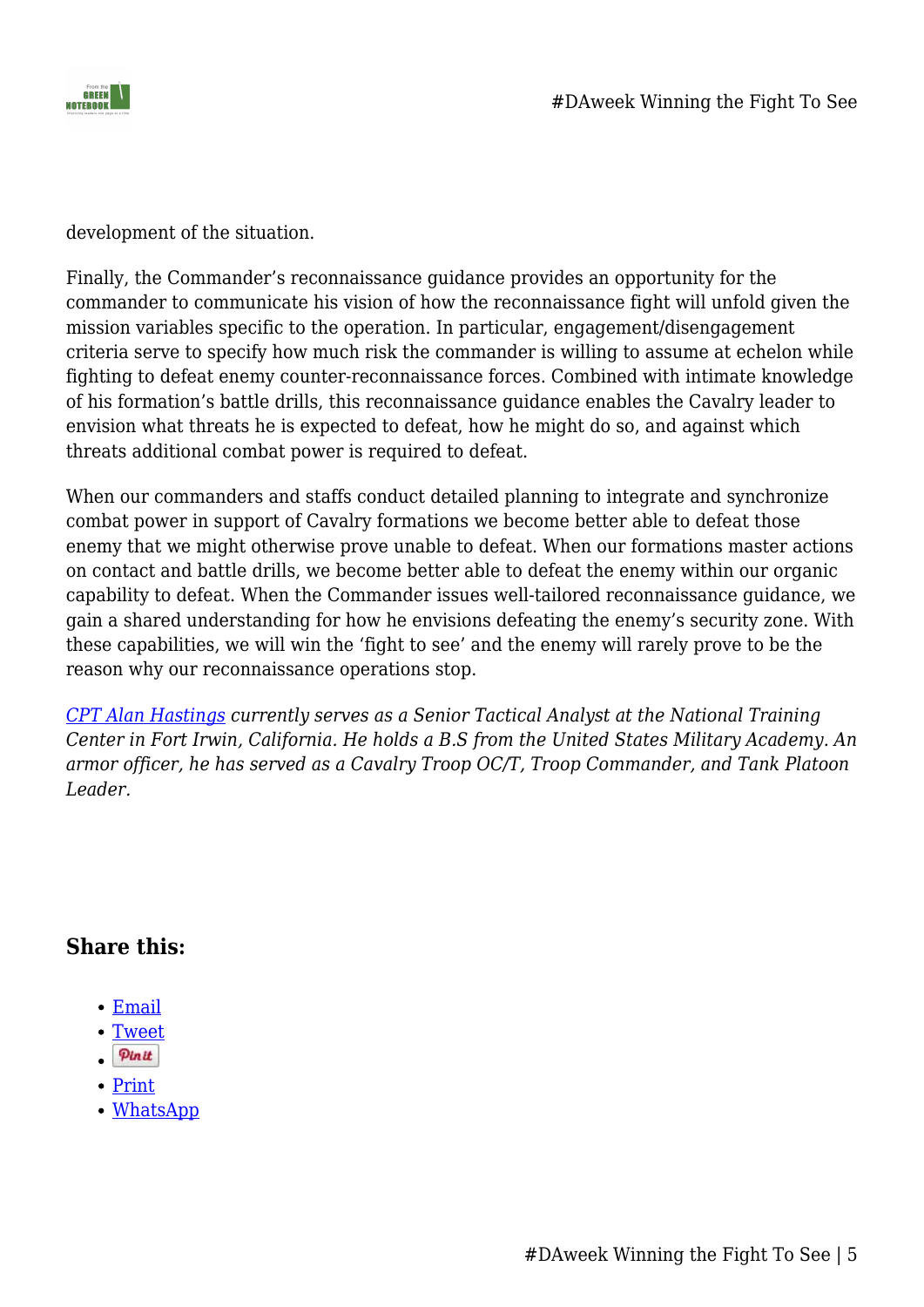development of the situation.

Finally, the Commander's reconnaissance guidance provides an opportunity for the commander to communicate his vision of how the reconnaissance fight will unfold given the mission variables specific to the operation. In particular, engagement/disengagement criteria serve to specify how much risk the commander is willing to assume at echelon while fighting to defeat enemy counter-reconnaissance forces. Combined with intimate knowledge of his formation's battle drills, this reconnaissance guidance enables the Cavalry leader to envision what threats he is expected to defeat, how he might do so, and against which threats additional combat power is required to defeat.

When our commanders and staffs conduct detailed planning to integrate and synchronize combat power in support of Cavalry formations we become better able to defeat those enemy that we might otherwise prove unable to defeat. When our formations master actions on contact and battle drills, we become better able to defeat the enemy within our organic capability to defeat. When the Commander issues well-tailored reconnaissance guidance, we gain a shared understanding for how he envisions defeating the enemy's security zone. With these capabilities, we will win the 'fight to see' and the enemy will rarely prove to be the reason why our reconnaissance operations stop.

*CPT Alan Hastings currently serves as a Senior Tactical Analyst at the National Training Center in Fort Irwin, California. He holds a B.S from the United States Military Academy. An armor officer, he has served as a Cavalry Troop OC/T, Troop Commander, and Tank Platoon Leader.*

### Share this:

- Email
- Tweet
- Pin it
- Print
- WhatsApp